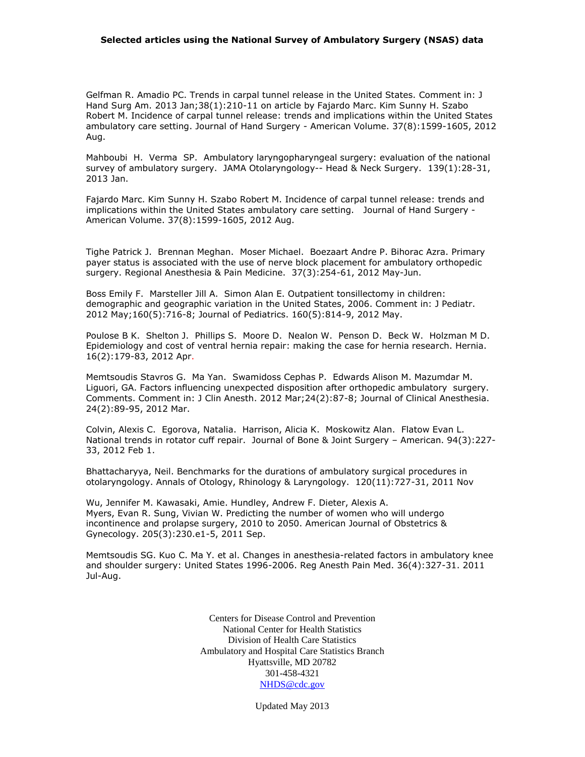**Selected articles using the National Survey of Ambulatory Surgery (NSAS) data**

Gelfman R. Amadio PC. Trends in carpal tunnel release in the United States. Comment in: J Hand Surg Am. 2013 Jan;38(1):210-11 on article by Fajardo Marc. Kim Sunny H. Szabo Robert M. Incidence of carpal tunnel release: trends and implications within the United States ambulatory care setting. Journal of Hand Surgery - American Volume. 37(8):1599-1605, 2012 Aug.

Mahboubi H. Verma SP. Ambulatory laryngopharyngeal surgery: evaluation of the national survey of ambulatory surgery. JAMA Otolaryngology-- Head & Neck Surgery. 139(1):28-31, 2013 Jan.

Fajardo Marc. Kim Sunny H. Szabo Robert M. Incidence of carpal tunnel release: trends and implications within the United States ambulatory care setting. Journal of Hand Surgery - American Volume. 37(8):1599-1605, 2012 Aug.

Tighe Patrick J. Brennan Meghan. Moser Michael. Boezaart Andre P. Bihorac Azra. Primary payer status is associated with the use of nerve block placement for ambulatory orthopedic surgery. Regional Anesthesia & Pain Medicine. 37(3):254-61, 2012 May-Jun.

Boss Emily F. Marsteller Jill A. Simon Alan E. Outpatient tonsillectomy in children: demographic and geographic variation in the United States, 2006. Comment in: J Pediatr. 2012 May;160(5):716-8; Journal of Pediatrics. 160(5):814-9, 2012 May.

Poulose B K. Shelton J. Phillips S. Moore D. Nealon W. Penson D. Beck W. Holzman M D. Epidemiology and cost of ventral hernia repair: making the case for hernia research. Hernia. 16(2):179-83, 2012 Apr.

Memtsoudis Stavros G. Ma Yan. Swamidoss Cephas P. Edwards Alison M. Mazumdar M. Liguori, GA. Factors influencing unexpected disposition after orthopedic ambulatory surgery. Comments. Comment in: J Clin Anesth. 2012 Mar;24(2):87-8; Journal of Clinical Anesthesia. 24(2):89-95, 2012 Mar.

Colvin, Alexis C. Egorova, Natalia. Harrison, Alicia K. Moskowitz Alan. Flatow Evan L. National trends in rotator cuff repair. Journal of Bone & Joint Surgery – American. 94(3):227-33, 2012 Feb 1.

Bhattacharyya, Neil. Benchmarks for the durations of ambulatory surgical procedures in otolaryngology. Annals of Otology, Rhinology & Laryngology. 120(11):727-31, 2011 Nov

Wu, Jennifer M. Kawasaki, Amie. Hundley, Andrew F. Dieter, Alexis A. Myers, Evan R. Sung, Vivian W. Predicting the number of women who will undergo incontinence and prolapse surgery, 2010 to 2050. American Journal of Obstetrics & Gynecology. 205(3):230.e1-5, 2011 Sep.

Memtsoudis SG. Kuo C. Ma Y. et al. Changes in anesthesia-related factors in ambulatory knee and shoulder surgery: United States 1996-2006. Reg Anesth Pain Med. 36(4):327-31. 2011 Jul-Aug.

Centers for Disease Control and Prevention
National Center for Health Statistics
Division of Health Care Statistics
Ambulatory and Hospital Care Statistics Branch
Hyattsville, MD 20782
301-458-4321
NHDS@cdc.gov

Updated May 2013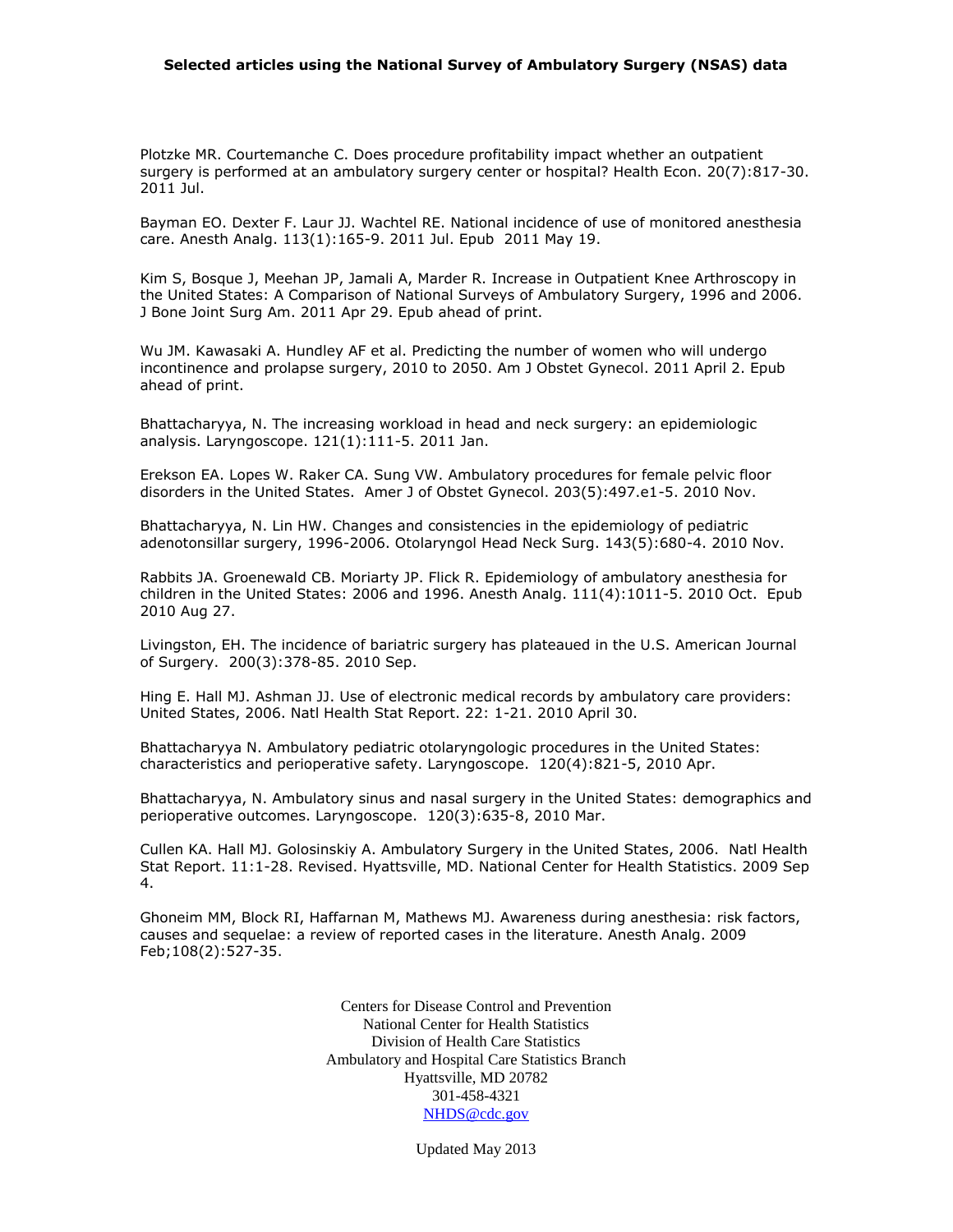**Selected articles using the National Survey of Ambulatory Surgery (NSAS) data**

Plotzke MR. Courtemanche C. Does procedure profitability impact whether an outpatient surgery is performed at an ambulatory surgery center or hospital? Health Econ. 20(7):817-30. 2011 Jul.

Bayman EO. Dexter F. Laur JJ. Wachtel RE. National incidence of use of monitored anesthesia care. Anesth Analg. 113(1):165-9. 2011 Jul. Epub 2011 May 19.

Kim S, Bosque J, Meehan JP, Jamali A, Marder R. Increase in Outpatient Knee Arthroscopy in the United States: A Comparison of National Surveys of Ambulatory Surgery, 1996 and 2006. J Bone Joint Surg Am. 2011 Apr 29. Epub ahead of print.

Wu JM. Kawasaki A. Hundley AF et al. Predicting the number of women who will undergo incontinence and prolapse surgery, 2010 to 2050. Am J Obstet Gynecol. 2011 April 2. Epub ahead of print.

Bhattacharyya, N. The increasing workload in head and neck surgery: an epidemiologic analysis. Laryngoscope. 121(1):111-5. 2011 Jan.

Erekson EA. Lopes W. Raker CA. Sung VW. Ambulatory procedures for female pelvic floor disorders in the United States. Amer J of Obstet Gynecol. 203(5):497.e1-5. 2010 Nov.

Bhattacharyya, N. Lin HW. Changes and consistencies in the epidemiology of pediatric adenotonsillar surgery, 1996-2006. Otolaryngol Head Neck Surg. 143(5):680-4. 2010 Nov.

Rabbits JA. Groenewald CB. Moriarty JP. Flick R. Epidemiology of ambulatory anesthesia for children in the United States: 2006 and 1996. Anesth Analg. 111(4):1011-5. 2010 Oct. Epub 2010 Aug 27.

Livingston, EH. The incidence of bariatric surgery has plateaued in the U.S. American Journal of Surgery. 200(3):378-85. 2010 Sep.

Hing E. Hall MJ. Ashman JJ. Use of electronic medical records by ambulatory care providers: United States, 2006. Natl Health Stat Report. 22: 1-21. 2010 April 30.

Bhattacharyya N. Ambulatory pediatric otolaryngologic procedures in the United States: characteristics and perioperative safety. Laryngoscope. 120(4):821-5, 2010 Apr.

Bhattacharyya, N. Ambulatory sinus and nasal surgery in the United States: demographics and perioperative outcomes. Laryngoscope. 120(3):635-8, 2010 Mar.

Cullen KA. Hall MJ. Golosinskiy A. Ambulatory Surgery in the United States, 2006. Natl Health Stat Report. 11:1-28. Revised. Hyattsville, MD. National Center for Health Statistics. 2009 Sep 4.

Ghoneim MM, Block RI, Haffarnan M, Mathews MJ. Awareness during anesthesia: risk factors, causes and sequelae: a review of reported cases in the literature. Anesth Analg. 2009 Feb;108(2):527-35.

Centers for Disease Control and Prevention
National Center for Health Statistics
Division of Health Care Statistics
Ambulatory and Hospital Care Statistics Branch
Hyattsville, MD 20782
301-458-4321
NHDS@cdc.gov

Updated May 2013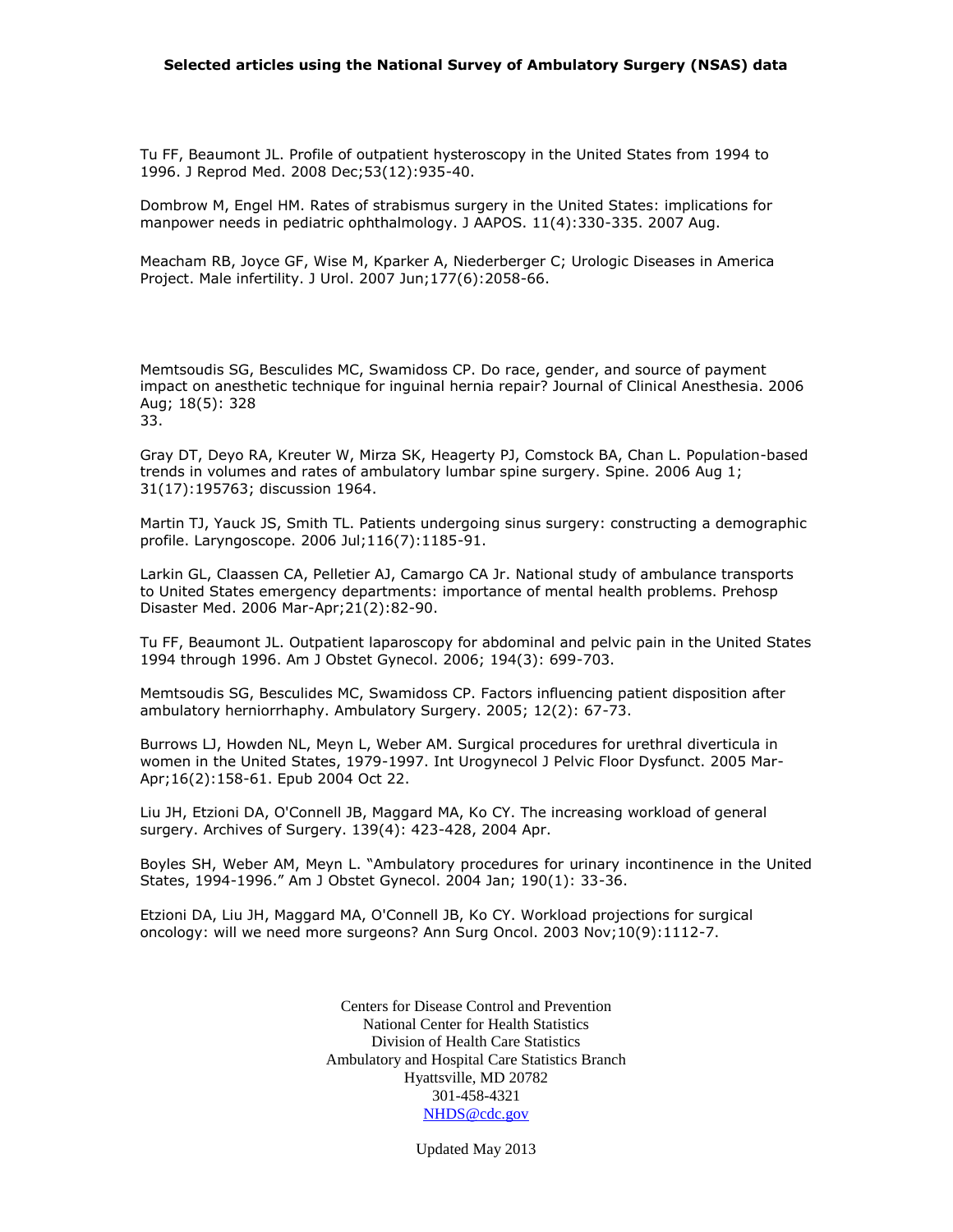**Selected articles using the National Survey of Ambulatory Surgery (NSAS) data**

Tu FF, Beaumont JL. Profile of outpatient hysteroscopy in the United States from 1994 to 1996. J Reprod Med. 2008 Dec;53(12):935-40.

Dombrow M, Engel HM. Rates of strabismus surgery in the United States: implications for manpower needs in pediatric ophthalmology. J AAPOS. 11(4):330-335. 2007 Aug.

Meacham RB, Joyce GF, Wise M, Kparker A, Niederberger C; Urologic Diseases in America Project. Male infertility. J Urol. 2007 Jun;177(6):2058-66.

Memtsoudis SG, Besculides MC, Swamidoss CP. Do race, gender, and source of payment impact on anesthetic technique for inguinal hernia repair? Journal of Clinical Anesthesia. 2006 Aug; 18(5): 328
33.

Gray DT, Deyo RA, Kreuter W, Mirza SK, Heagerty PJ, Comstock BA, Chan L. Population-based trends in volumes and rates of ambulatory lumbar spine surgery. Spine. 2006 Aug 1; 31(17):195763; discussion 1964.

Martin TJ, Yauck JS, Smith TL. Patients undergoing sinus surgery: constructing a demographic profile. Laryngoscope. 2006 Jul;116(7):1185-91.

Larkin GL, Claassen CA, Pelletier AJ, Camargo CA Jr. National study of ambulance transports to United States emergency departments: importance of mental health problems. Prehosp Disaster Med. 2006 Mar-Apr;21(2):82-90.

Tu FF, Beaumont JL. Outpatient laparoscopy for abdominal and pelvic pain in the United States 1994 through 1996. Am J Obstet Gynecol. 2006; 194(3): 699-703.

Memtsoudis SG, Besculides MC, Swamidoss CP. Factors influencing patient disposition after ambulatory herniorrhaphy. Ambulatory Surgery. 2005; 12(2): 67-73.

Burrows LJ, Howden NL, Meyn L, Weber AM. Surgical procedures for urethral diverticula in women in the United States, 1979-1997. Int Urogynecol J Pelvic Floor Dysfunct. 2005 Mar-Apr;16(2):158-61. Epub 2004 Oct 22.

Liu JH, Etzioni DA, O'Connell JB, Maggard MA, Ko CY. The increasing workload of general surgery. Archives of Surgery. 139(4): 423-428, 2004 Apr.

Boyles SH, Weber AM, Meyn L. "Ambulatory procedures for urinary incontinence in the United States, 1994-1996." Am J Obstet Gynecol. 2004 Jan; 190(1): 33-36.

Etzioni DA, Liu JH, Maggard MA, O'Connell JB, Ko CY. Workload projections for surgical oncology: will we need more surgeons? Ann Surg Oncol. 2003 Nov;10(9):1112-7.

Centers for Disease Control and Prevention
National Center for Health Statistics
Division of Health Care Statistics
Ambulatory and Hospital Care Statistics Branch
Hyattsville, MD 20782
301-458-4321
NHDS@cdc.gov

Updated May 2013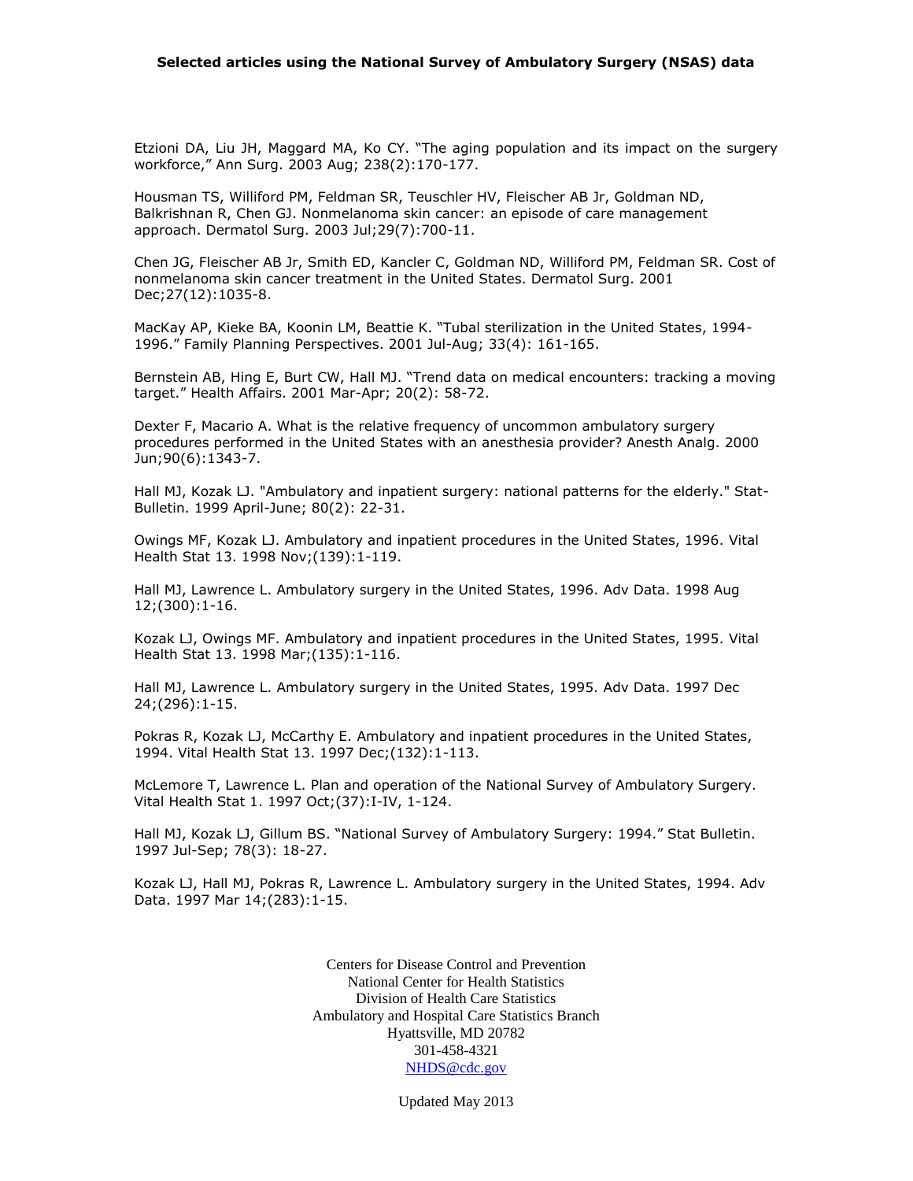**Selected articles using the National Survey of Ambulatory Surgery (NSAS) data**

Etzioni DA, Liu JH, Maggard MA, Ko CY. "The aging population and its impact on the surgery workforce," Ann Surg. 2003 Aug; 238(2):170-177.

Housman TS, Williford PM, Feldman SR, Teuschler HV, Fleischer AB Jr, Goldman ND, Balkrishnan R, Chen GJ. Nonmelanoma skin cancer: an episode of care management approach. Dermatol Surg. 2003 Jul;29(7):700-11.

Chen JG, Fleischer AB Jr, Smith ED, Kancler C, Goldman ND, Williford PM, Feldman SR. Cost of nonmelanoma skin cancer treatment in the United States. Dermatol Surg. 2001 Dec;27(12):1035-8.

MacKay AP, Kieke BA, Koonin LM, Beattie K. "Tubal sterilization in the United States, 1994-1996." Family Planning Perspectives. 2001 Jul-Aug; 33(4): 161-165.

Bernstein AB, Hing E, Burt CW, Hall MJ. "Trend data on medical encounters: tracking a moving target." Health Affairs. 2001 Mar-Apr; 20(2): 58-72.

Dexter F, Macario A. What is the relative frequency of uncommon ambulatory surgery procedures performed in the United States with an anesthesia provider? Anesth Analg. 2000 Jun;90(6):1343-7.

Hall MJ, Kozak LJ. "Ambulatory and inpatient surgery: national patterns for the elderly." Stat-Bulletin. 1999 April-June; 80(2): 22-31.

Owings MF, Kozak LJ. Ambulatory and inpatient procedures in the United States, 1996. Vital Health Stat 13. 1998 Nov;(139):1-119.

Hall MJ, Lawrence L. Ambulatory surgery in the United States, 1996. Adv Data. 1998 Aug 12;(300):1-16.

Kozak LJ, Owings MF. Ambulatory and inpatient procedures in the United States, 1995. Vital Health Stat 13. 1998 Mar;(135):1-116.

Hall MJ, Lawrence L. Ambulatory surgery in the United States, 1995. Adv Data. 1997 Dec 24;(296):1-15.

Pokras R, Kozak LJ, McCarthy E. Ambulatory and inpatient procedures in the United States, 1994. Vital Health Stat 13. 1997 Dec;(132):1-113.

McLemore T, Lawrence L. Plan and operation of the National Survey of Ambulatory Surgery. Vital Health Stat 1. 1997 Oct;(37):I-IV, 1-124.

Hall MJ, Kozak LJ, Gillum BS. "National Survey of Ambulatory Surgery: 1994." Stat Bulletin. 1997 Jul-Sep; 78(3): 18-27.

Kozak LJ, Hall MJ, Pokras R, Lawrence L. Ambulatory surgery in the United States, 1994. Adv Data. 1997 Mar 14;(283):1-15.

Centers for Disease Control and Prevention
National Center for Health Statistics
Division of Health Care Statistics
Ambulatory and Hospital Care Statistics Branch
Hyattsville, MD 20782
301-458-4321
NHDS@cdc.gov

Updated May 2013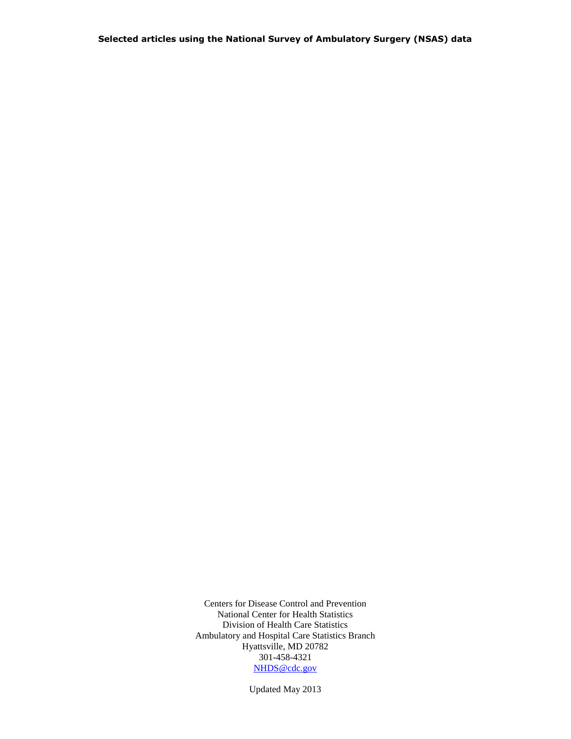**Selected articles using the National Survey of Ambulatory Surgery (NSAS) data**

Centers for Disease Control and Prevention
National Center for Health Statistics
Division of Health Care Statistics
Ambulatory and Hospital Care Statistics Branch
Hyattsville, MD 20782
301-458-4321
NHDS@cdc.gov

Updated May 2013